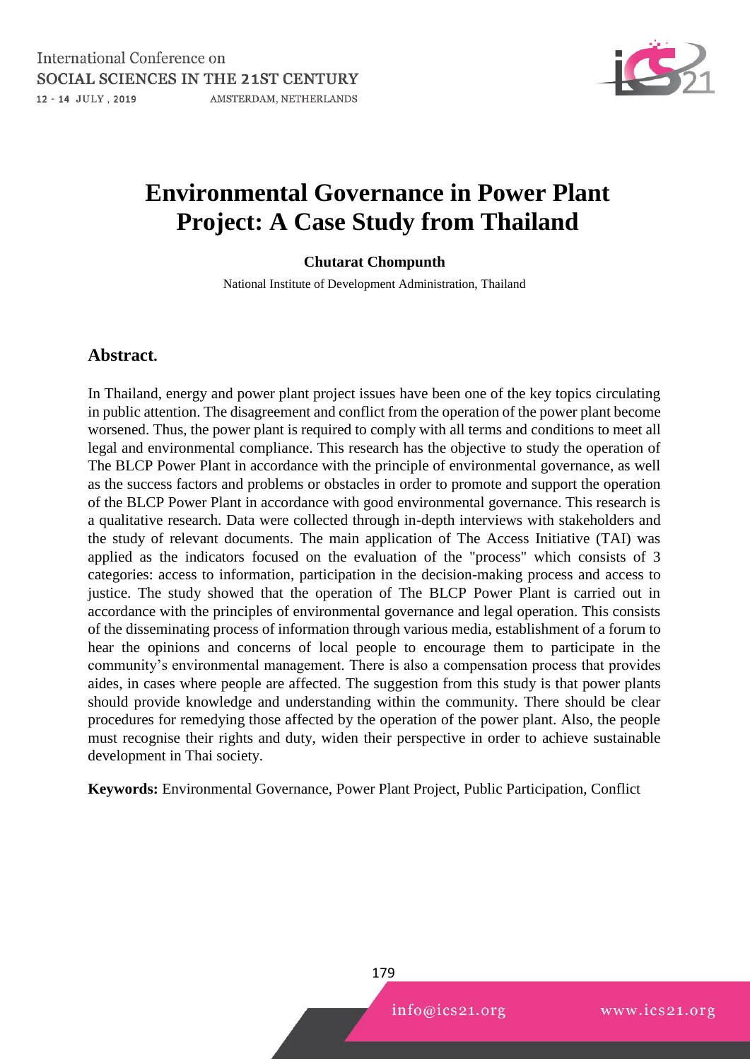# Environmental Governance in Power Plant Project: A Case Study from Thailand

**Chutarat Chompunth**

National Institute of Development Administration, Thailand

## Abstract.

In Thailand, energy and power plant project issues have been one of the key topics circulating in public attention. The disagreement and conflict from the operation of the power plant become worsened. Thus, the power plant is required to comply with all terms and conditions to meet all legal and environmental compliance. This research has the objective to study the operation of The BLCP Power Plant in accordance with the principle of environmental governance, as well as the success factors and problems or obstacles in order to promote and support the operation of the BLCP Power Plant in accordance with good environmental governance. This research is a qualitative research. Data were collected through in-depth interviews with stakeholders and the study of relevant documents. The main application of The Access Initiative (TAI) was applied as the indicators focused on the evaluation of the "process" which consists of 3 categories: access to information, participation in the decision-making process and access to justice. The study showed that the operation of The BLCP Power Plant is carried out in accordance with the principles of environmental governance and legal operation. This consists of the disseminating process of information through various media, establishment of a forum to hear the opinions and concerns of local people to encourage them to participate in the community's environmental management. There is also a compensation process that provides aides, in cases where people are affected. The suggestion from this study is that power plants should provide knowledge and understanding within the community. There should be clear procedures for remedying those affected by the operation of the power plant. Also, the people must recognise their rights and duty, widen their perspective in order to achieve sustainable development in Thai society.

**Keywords:** Environmental Governance, Power Plant Project, Public Participation, Conflict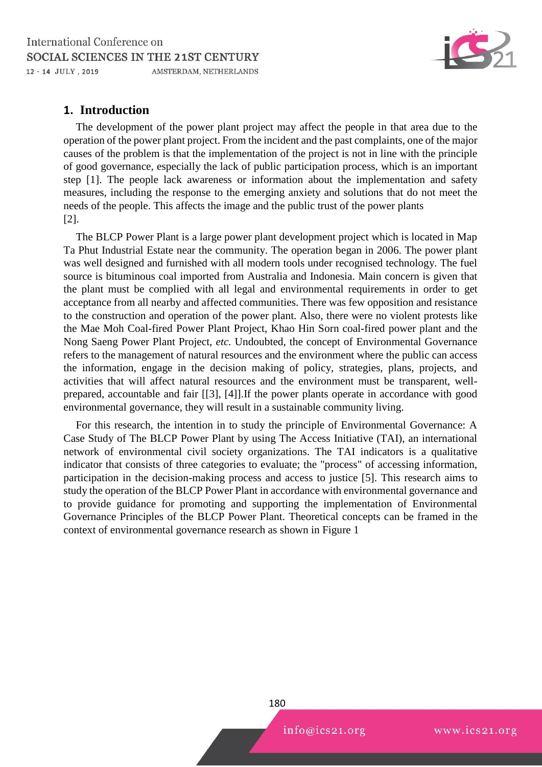## 1. Introduction

The development of the power plant project may affect the people in that area due to the operation of the power plant project. From the incident and the past complaints, one of the major causes of the problem is that the implementation of the project is not in line with the principle of good governance, especially the lack of public participation process, which is an important step [1]. The people lack awareness or information about the implementation and safety measures, including the response to the emerging anxiety and solutions that do not meet the needs of the people. This affects the image and the public trust of the power plants [2].

The BLCP Power Plant is a large power plant development project which is located in Map Ta Phut Industrial Estate near the community. The operation began in 2006. The power plant was well designed and furnished with all modern tools under recognised technology. The fuel source is bituminous coal imported from Australia and Indonesia. Main concern is given that the plant must be complied with all legal and environmental requirements in order to get acceptance from all nearby and affected communities. There was few opposition and resistance to the construction and operation of the power plant. Also, there were no violent protests like the Mae Moh Coal-fired Power Plant Project, Khao Hin Sorn coal-fired power plant and the Nong Saeng Power Plant Project, *etc.* Undoubted, the concept of Environmental Governance refers to the management of natural resources and the environment where the public can access the information, engage in the decision making of policy, strategies, plans, projects, and activities that will affect natural resources and the environment must be transparent, well-prepared, accountable and fair [[3], [4]].If the power plants operate in accordance with good environmental governance, they will result in a sustainable community living.

For this research, the intention in to study the principle of Environmental Governance: A Case Study of The BLCP Power Plant by using The Access Initiative (TAI), an international network of environmental civil society organizations. The TAI indicators is a qualitative indicator that consists of three categories to evaluate; the "process" of accessing information, participation in the decision-making process and access to justice [5]. This research aims to study the operation of the BLCP Power Plant in accordance with environmental governance and to provide guidance for promoting and supporting the implementation of Environmental Governance Principles of the BLCP Power Plant. Theoretical concepts can be framed in the context of environmental governance research as shown in Figure 1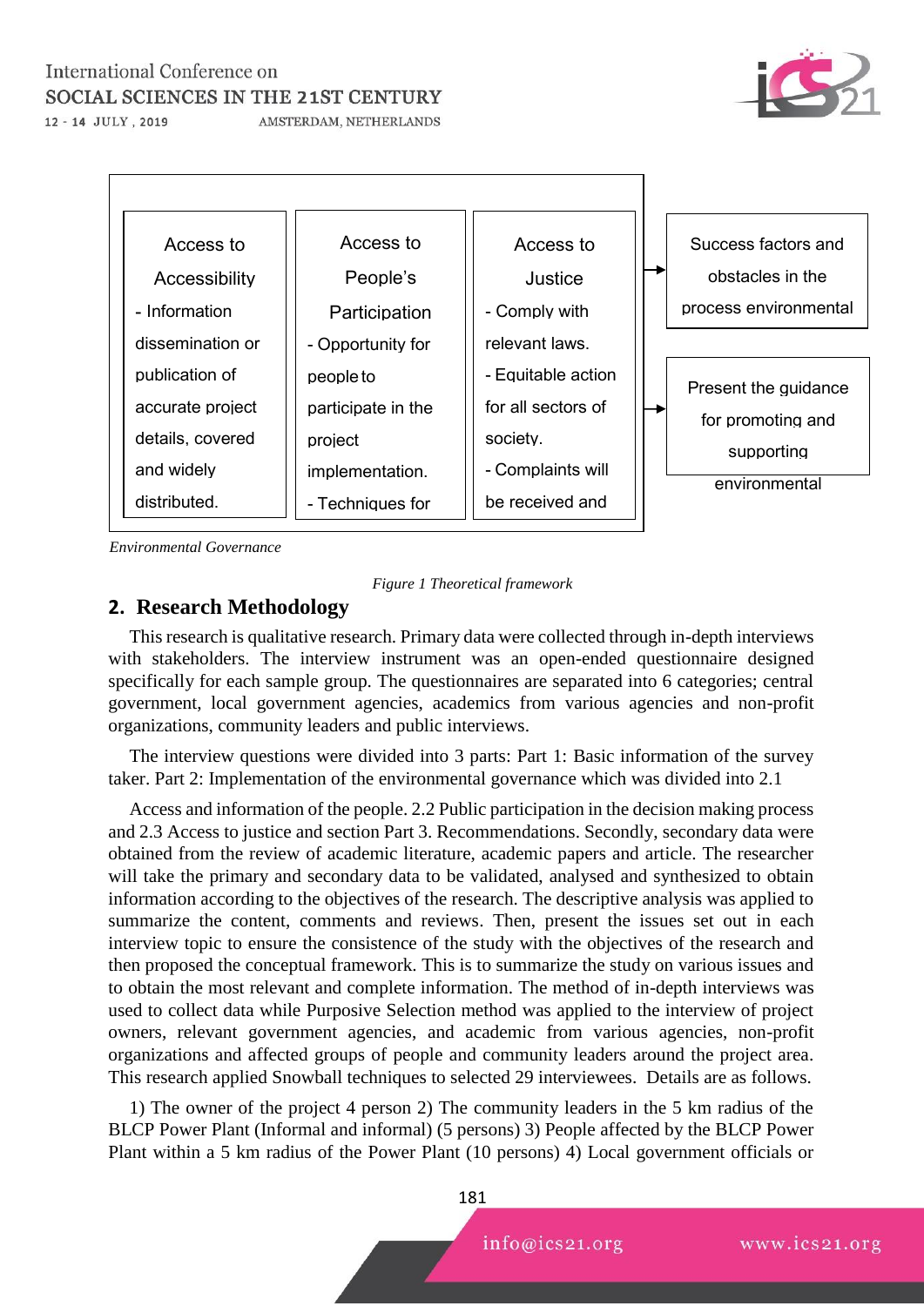| Access to Accessibility | Access to People's Participation | Access to Justice |
| --- | --- | --- |
| - Information dissemination or publication of accurate project details, covered and widely distributed. | - Opportunity for people to participate in the project implementation.<br>- Techniques for | - Comply with relevant laws.<br>- Equitable action for all sectors of society.<br>- Complaints will be received and |

→ Success factors and obstacles in the process environmental

→ Present the guidance for promoting and supporting environmental

*Environmental Governance*

*Figure 1 Theoretical framework*

## 2. Research Methodology

This research is qualitative research. Primary data were collected through in-depth interviews with stakeholders. The interview instrument was an open-ended questionnaire designed specifically for each sample group. The questionnaires are separated into 6 categories; central government, local government agencies, academics from various agencies and non-profit organizations, community leaders and public interviews.

The interview questions were divided into 3 parts: Part 1: Basic information of the survey taker. Part 2: Implementation of the environmental governance which was divided into 2.1

Access and information of the people. 2.2 Public participation in the decision making process and 2.3 Access to justice and section Part 3. Recommendations. Secondly, secondary data were obtained from the review of academic literature, academic papers and article. The researcher will take the primary and secondary data to be validated, analysed and synthesized to obtain information according to the objectives of the research. The descriptive analysis was applied to summarize the content, comments and reviews. Then, present the issues set out in each interview topic to ensure the consistence of the study with the objectives of the research and then proposed the conceptual framework. This is to summarize the study on various issues and to obtain the most relevant and complete information. The method of in-depth interviews was used to collect data while Purposive Selection method was applied to the interview of project owners, relevant government agencies, and academic from various agencies, non-profit organizations and affected groups of people and community leaders around the project area. This research applied Snowball techniques to selected 29 interviewees. Details are as follows.

1) The owner of the project 4 person 2) The community leaders in the 5 km radius of the BLCP Power Plant (Informal and informal) (5 persons) 3) People affected by the BLCP Power Plant within a 5 km radius of the Power Plant (10 persons) 4) Local government officials or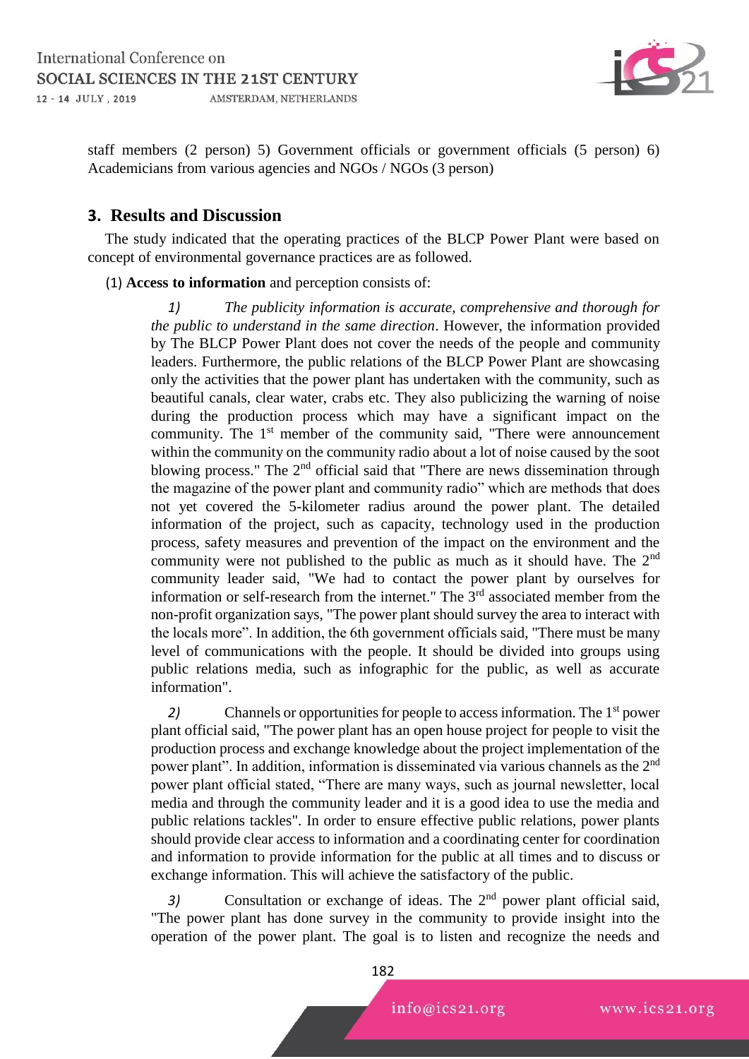staff members (2 person) 5) Government officials or government officials (5 person) 6) Academicians from various agencies and NGOs / NGOs (3 person)

## 3. Results and Discussion

The study indicated that the operating practices of the BLCP Power Plant were based on concept of environmental governance practices are as followed.

(1) **Access to information** and perception consists of:

*1) The publicity information is accurate, comprehensive and thorough for the public to understand in the same direction*. However, the information provided by The BLCP Power Plant does not cover the needs of the people and community leaders. Furthermore, the public relations of the BLCP Power Plant are showcasing only the activities that the power plant has undertaken with the community, such as beautiful canals, clear water, crabs etc. They also publicizing the warning of noise during the production process which may have a significant impact on the community. The 1st member of the community said, "There were announcement within the community on the community radio about a lot of noise caused by the soot blowing process." The 2nd official said that "There are news dissemination through the magazine of the power plant and community radio" which are methods that does not yet covered the 5-kilometer radius around the power plant. The detailed information of the project, such as capacity, technology used in the production process, safety measures and prevention of the impact on the environment and the community were not published to the public as much as it should have. The 2nd community leader said, "We had to contact the power plant by ourselves for information or self-research from the internet." The 3rd associated member from the non-profit organization says, "The power plant should survey the area to interact with the locals more". In addition, the 6th government officials said, "There must be many level of communications with the people. It should be divided into groups using public relations media, such as infographic for the public, as well as accurate information".

*2)* Channels or opportunities for people to access information. The 1st power plant official said, "The power plant has an open house project for people to visit the production process and exchange knowledge about the project implementation of the power plant". In addition, information is disseminated via various channels as the 2nd power plant official stated, "There are many ways, such as journal newsletter, local media and through the community leader and it is a good idea to use the media and public relations tackles". In order to ensure effective public relations, power plants should provide clear access to information and a coordinating center for coordination and information to provide information for the public at all times and to discuss or exchange information. This will achieve the satisfactory of the public.

*3)* Consultation or exchange of ideas. The 2nd power plant official said, "The power plant has done survey in the community to provide insight into the operation of the power plant. The goal is to listen and recognize the needs and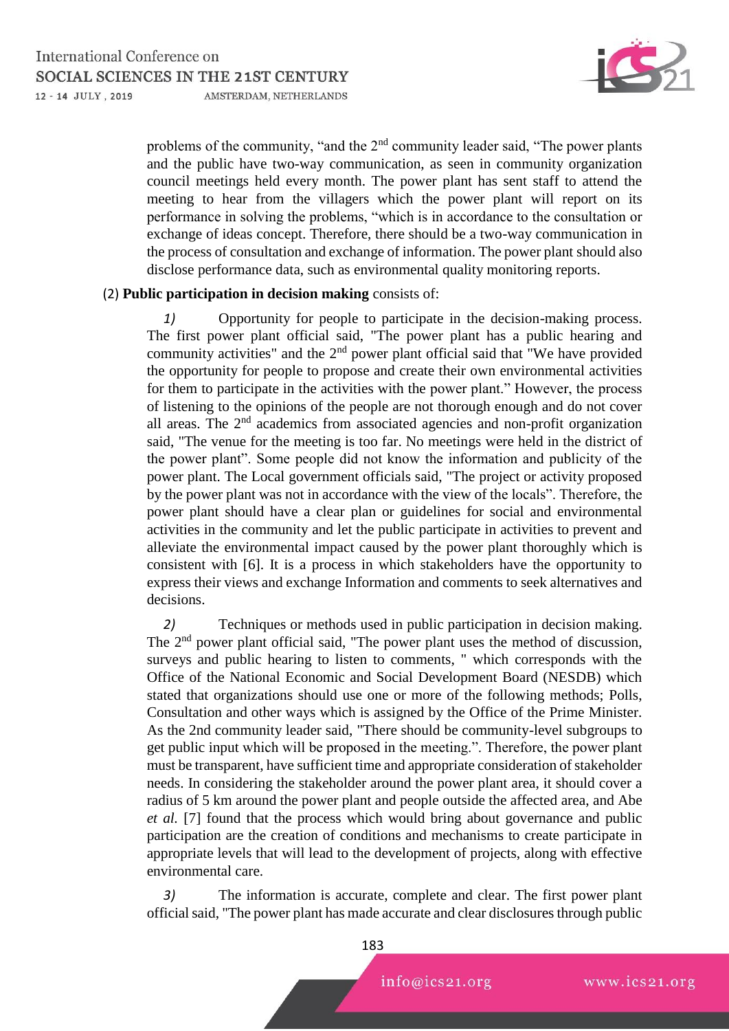problems of the community, "and the 2nd community leader said, "The power plants and the public have two-way communication, as seen in community organization council meetings held every month. The power plant has sent staff to attend the meeting to hear from the villagers which the power plant will report on its performance in solving the problems, "which is in accordance to the consultation or exchange of ideas concept. Therefore, there should be a two-way communication in the process of consultation and exchange of information. The power plant should also disclose performance data, such as environmental quality monitoring reports.

(2) **Public participation in decision making** consists of:

*1)* Opportunity for people to participate in the decision-making process. The first power plant official said, "The power plant has a public hearing and community activities" and the 2nd power plant official said that "We have provided the opportunity for people to propose and create their own environmental activities for them to participate in the activities with the power plant." However, the process of listening to the opinions of the people are not thorough enough and do not cover all areas. The 2nd academics from associated agencies and non-profit organization said, "The venue for the meeting is too far. No meetings were held in the district of the power plant". Some people did not know the information and publicity of the power plant. The Local government officials said, "The project or activity proposed by the power plant was not in accordance with the view of the locals". Therefore, the power plant should have a clear plan or guidelines for social and environmental activities in the community and let the public participate in activities to prevent and alleviate the environmental impact caused by the power plant thoroughly which is consistent with [6]. It is a process in which stakeholders have the opportunity to express their views and exchange Information and comments to seek alternatives and decisions.

*2)* Techniques or methods used in public participation in decision making. The 2nd power plant official said, "The power plant uses the method of discussion, surveys and public hearing to listen to comments, " which corresponds with the Office of the National Economic and Social Development Board (NESDB) which stated that organizations should use one or more of the following methods; Polls, Consultation and other ways which is assigned by the Office of the Prime Minister. As the 2nd community leader said, "There should be community-level subgroups to get public input which will be proposed in the meeting.". Therefore, the power plant must be transparent, have sufficient time and appropriate consideration of stakeholder needs. In considering the stakeholder around the power plant area, it should cover a radius of 5 km around the power plant and people outside the affected area, and Abe *et al.* [7] found that the process which would bring about governance and public participation are the creation of conditions and mechanisms to create participate in appropriate levels that will lead to the development of projects, along with effective environmental care.

*3)* The information is accurate, complete and clear. The first power plant official said, "The power plant has made accurate and clear disclosures through public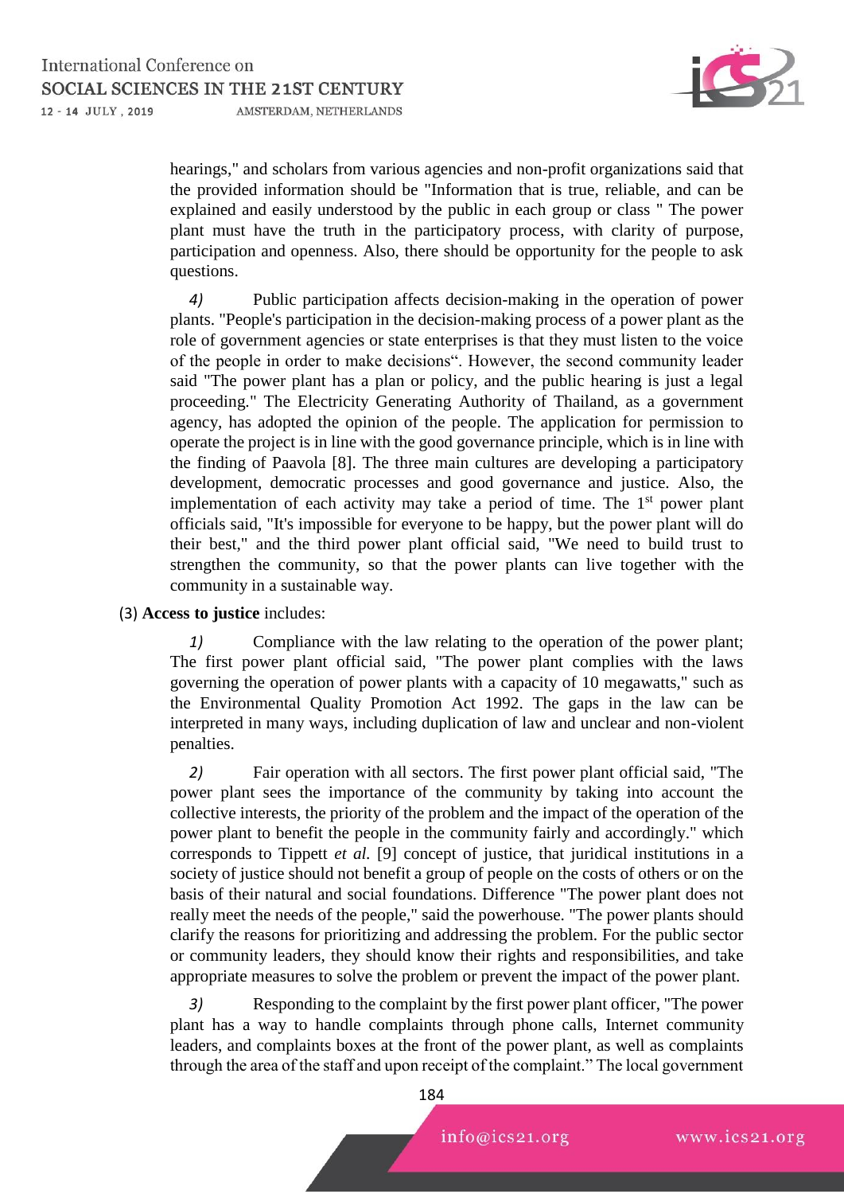hearings," and scholars from various agencies and non-profit organizations said that the provided information should be "Information that is true, reliable, and can be explained and easily understood by the public in each group or class " The power plant must have the truth in the participatory process, with clarity of purpose, participation and openness. Also, there should be opportunity for the people to ask questions.

*4)* Public participation affects decision-making in the operation of power plants. "People's participation in the decision-making process of a power plant as the role of government agencies or state enterprises is that they must listen to the voice of the people in order to make decisions". However, the second community leader said "The power plant has a plan or policy, and the public hearing is just a legal proceeding." The Electricity Generating Authority of Thailand, as a government agency, has adopted the opinion of the people. The application for permission to operate the project is in line with the good governance principle, which is in line with the finding of Paavola [8]. The three main cultures are developing a participatory development, democratic processes and good governance and justice. Also, the implementation of each activity may take a period of time. The 1st power plant officials said, "It's impossible for everyone to be happy, but the power plant will do their best," and the third power plant official said, "We need to build trust to strengthen the community, so that the power plants can live together with the community in a sustainable way.

(3) **Access to justice** includes:

*1)* Compliance with the law relating to the operation of the power plant; The first power plant official said, "The power plant complies with the laws governing the operation of power plants with a capacity of 10 megawatts," such as the Environmental Quality Promotion Act 1992. The gaps in the law can be interpreted in many ways, including duplication of law and unclear and non-violent penalties.

*2)* Fair operation with all sectors. The first power plant official said, "The power plant sees the importance of the community by taking into account the collective interests, the priority of the problem and the impact of the operation of the power plant to benefit the people in the community fairly and accordingly." which corresponds to Tippett *et al.* [9] concept of justice, that juridical institutions in a society of justice should not benefit a group of people on the costs of others or on the basis of their natural and social foundations. Difference "The power plant does not really meet the needs of the people," said the powerhouse. "The power plants should clarify the reasons for prioritizing and addressing the problem. For the public sector or community leaders, they should know their rights and responsibilities, and take appropriate measures to solve the problem or prevent the impact of the power plant.

*3)* Responding to the complaint by the first power plant officer, "The power plant has a way to handle complaints through phone calls, Internet community leaders, and complaints boxes at the front of the power plant, as well as complaints through the area of the staff and upon receipt of the complaint." The local government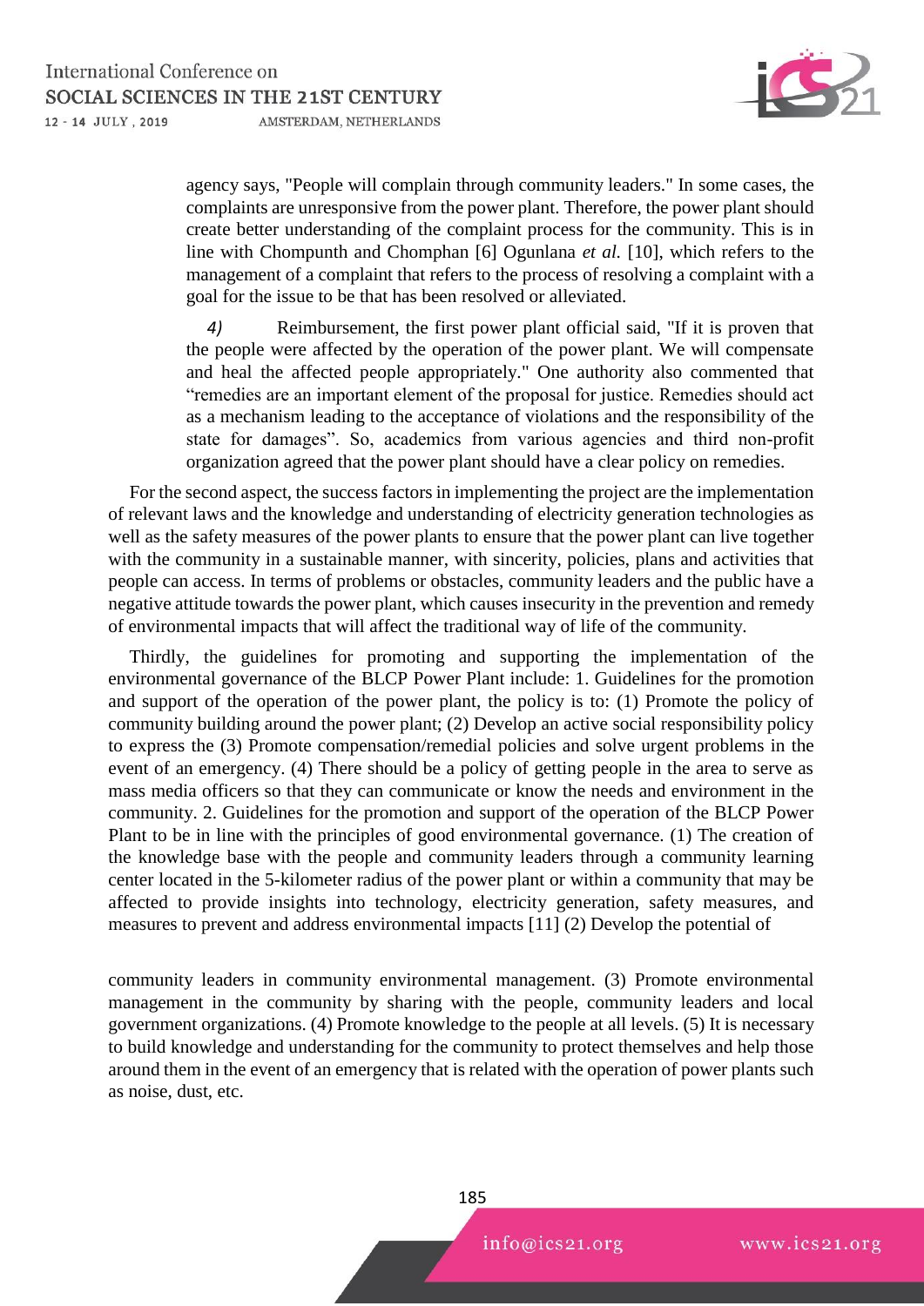agency says, "People will complain through community leaders." In some cases, the complaints are unresponsive from the power plant. Therefore, the power plant should create better understanding of the complaint process for the community. This is in line with Chompunth and Chomphan [6] Ogunlana *et al.* [10], which refers to the management of a complaint that refers to the process of resolving a complaint with a goal for the issue to be that has been resolved or alleviated.

*4)* Reimbursement, the first power plant official said, "If it is proven that the people were affected by the operation of the power plant. We will compensate and heal the affected people appropriately." One authority also commented that "remedies are an important element of the proposal for justice. Remedies should act as a mechanism leading to the acceptance of violations and the responsibility of the state for damages". So, academics from various agencies and third non-profit organization agreed that the power plant should have a clear policy on remedies.

For the second aspect, the success factors in implementing the project are the implementation of relevant laws and the knowledge and understanding of electricity generation technologies as well as the safety measures of the power plants to ensure that the power plant can live together with the community in a sustainable manner, with sincerity, policies, plans and activities that people can access. In terms of problems or obstacles, community leaders and the public have a negative attitude towards the power plant, which causes insecurity in the prevention and remedy of environmental impacts that will affect the traditional way of life of the community.

Thirdly, the guidelines for promoting and supporting the implementation of the environmental governance of the BLCP Power Plant include: 1. Guidelines for the promotion and support of the operation of the power plant, the policy is to: (1) Promote the policy of community building around the power plant; (2) Develop an active social responsibility policy to express the (3) Promote compensation/remedial policies and solve urgent problems in the event of an emergency. (4) There should be a policy of getting people in the area to serve as mass media officers so that they can communicate or know the needs and environment in the community. 2. Guidelines for the promotion and support of the operation of the BLCP Power Plant to be in line with the principles of good environmental governance. (1) The creation of the knowledge base with the people and community leaders through a community learning center located in the 5-kilometer radius of the power plant or within a community that may be affected to provide insights into technology, electricity generation, safety measures, and measures to prevent and address environmental impacts [11] (2) Develop the potential of community leaders in community environmental management. (3) Promote environmental management in the community by sharing with the people, community leaders and local government organizations. (4) Promote knowledge to the people at all levels. (5) It is necessary to build knowledge and understanding for the community to protect themselves and help those around them in the event of an emergency that is related with the operation of power plants such as noise, dust, etc.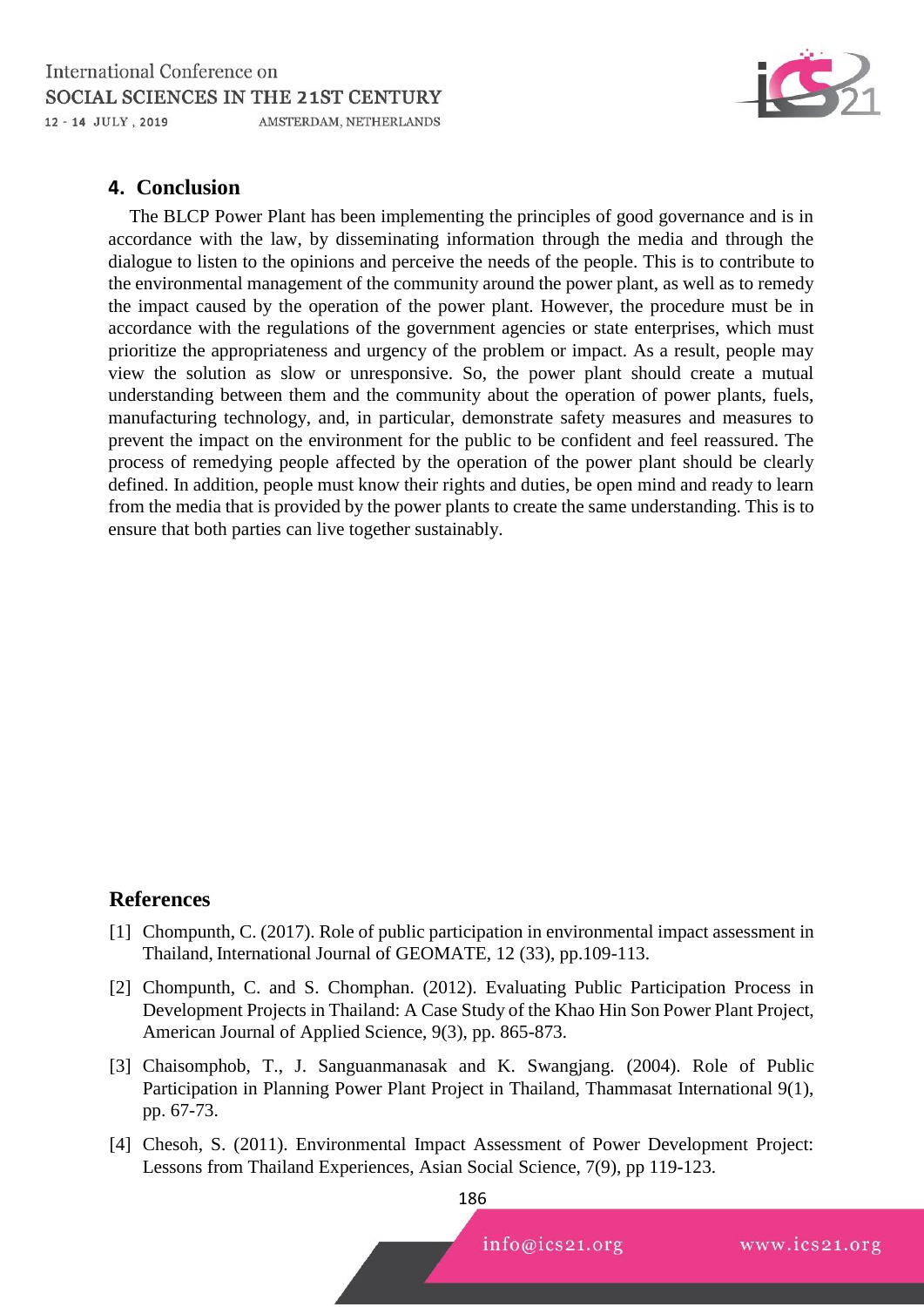## 4. Conclusion

The BLCP Power Plant has been implementing the principles of good governance and is in accordance with the law, by disseminating information through the media and through the dialogue to listen to the opinions and perceive the needs of the people. This is to contribute to the environmental management of the community around the power plant, as well as to remedy the impact caused by the operation of the power plant. However, the procedure must be in accordance with the regulations of the government agencies or state enterprises, which must prioritize the appropriateness and urgency of the problem or impact. As a result, people may view the solution as slow or unresponsive. So, the power plant should create a mutual understanding between them and the community about the operation of power plants, fuels, manufacturing technology, and, in particular, demonstrate safety measures and measures to prevent the impact on the environment for the public to be confident and feel reassured. The process of remedying people affected by the operation of the power plant should be clearly defined. In addition, people must know their rights and duties, be open mind and ready to learn from the media that is provided by the power plants to create the same understanding. This is to ensure that both parties can live together sustainably.

## References

[1] Chompunth, C. (2017). Role of public participation in environmental impact assessment in Thailand, International Journal of GEOMATE, 12 (33), pp.109-113.

[2] Chompunth, C. and S. Chomphan. (2012). Evaluating Public Participation Process in Development Projects in Thailand: A Case Study of the Khao Hin Son Power Plant Project, American Journal of Applied Science, 9(3), pp. 865-873.

[3] Chaisomphob, T., J. Sanguanmanasak and K. Swangjang. (2004). Role of Public Participation in Planning Power Plant Project in Thailand, Thammasat International 9(1), pp. 67-73.

[4] Chesoh, S. (2011). Environmental Impact Assessment of Power Development Project: Lessons from Thailand Experiences, Asian Social Science, 7(9), pp 119-123.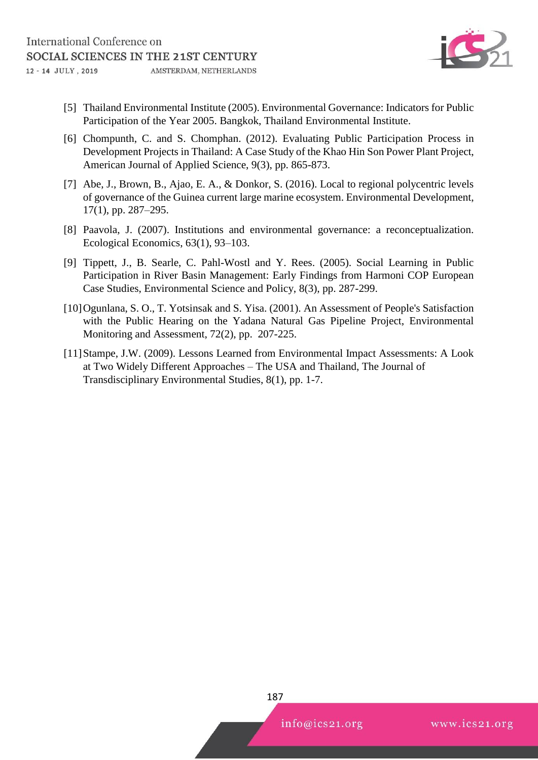[5] Thailand Environmental Institute (2005). Environmental Governance: Indicators for Public Participation of the Year 2005. Bangkok, Thailand Environmental Institute.

[6] Chompunth, C. and S. Chomphan. (2012). Evaluating Public Participation Process in Development Projects in Thailand: A Case Study of the Khao Hin Son Power Plant Project, American Journal of Applied Science, 9(3), pp. 865-873.

[7] Abe, J., Brown, B., Ajao, E. A., & Donkor, S. (2016). Local to regional polycentric levels of governance of the Guinea current large marine ecosystem. Environmental Development, 17(1), pp. 287–295.

[8] Paavola, J. (2007). Institutions and environmental governance: a reconceptualization. Ecological Economics, 63(1), 93–103.

[9] Tippett, J., B. Searle, C. Pahl-Wostl and Y. Rees. (2005). Social Learning in Public Participation in River Basin Management: Early Findings from Harmoni COP European Case Studies, Environmental Science and Policy, 8(3), pp. 287-299.

[10] Ogunlana, S. O., T. Yotsinsak and S. Yisa. (2001). An Assessment of People's Satisfaction with the Public Hearing on the Yadana Natural Gas Pipeline Project, Environmental Monitoring and Assessment, 72(2), pp. 207-225.

[11] Stampe, J.W. (2009). Lessons Learned from Environmental Impact Assessments: A Look at Two Widely Different Approaches – The USA and Thailand, The Journal of Transdisciplinary Environmental Studies, 8(1), pp. 1-7.